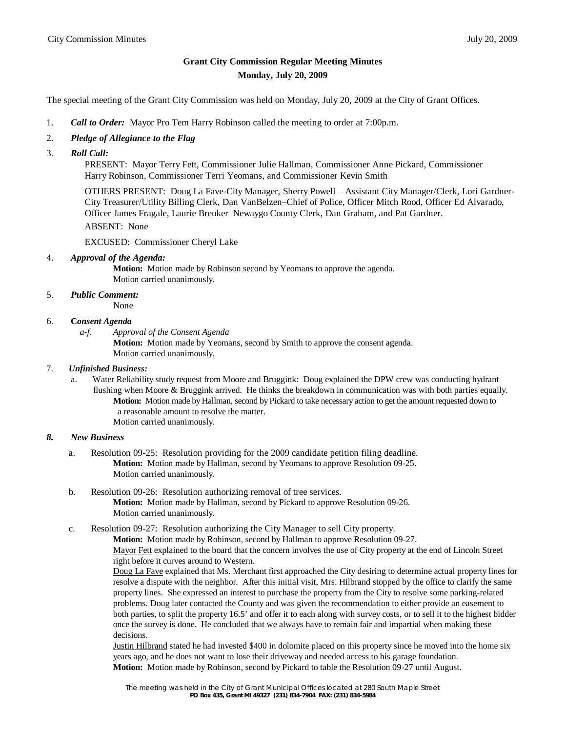# Grant City Commission Regular Meeting Minutes
## Monday, July 20, 2009

The special meeting of the Grant City Commission was held on Monday, July 20, 2009 at the City of Grant Offices.

1. ***Call to Order:*** Mayor Pro Tem Harry Robinson called the meeting to order at 7:00p.m.

2. ***Pledge of Allegiance to the Flag***

3. ***Roll Call:***

   PRESENT: Mayor Terry Fett, Commissioner Julie Hallman, Commissioner Anne Pickard, Commissioner Harry Robinson, Commissioner Terri Yeomans, and Commissioner Kevin Smith

   OTHERS PRESENT: Doug La Fave-City Manager, Sherry Powell – Assistant City Manager/Clerk, Lori Gardner-City Treasurer/Utility Billing Clerk, Dan VanBelzen–Chief of Police, Officer Mitch Rood, Officer Ed Alvarado, Officer James Fragale, Laurie Breuker–Newaygo County Clerk, Dan Graham, and Pat Gardner.

   ABSENT: None

   EXCUSED: Commissioner Cheryl Lake

4. ***Approval of the Agenda:***

   **Motion:** Motion made by Robinson second by Yeomans to approve the agenda.
   Motion carried unanimously.

5. ***Public Comment:***

   None

6. **C*onsent Agenda***

   *a-f. Approval of the Consent Agenda*

   **Motion:** Motion made by Yeomans, second by Smith to approve the consent agenda.
   Motion carried unanimously.

7. ***Unfinished Business:***

   a. Water Reliability study request from Moore and Bruggink: Doug explained the DPW crew was conducting hydrant flushing when Moore & Bruggink arrived. He thinks the breakdown in communication was with both parties equally.

   **Motion:** Motion made by Hallman, second by Pickard to take necessary action to get the amount requested down to a reasonable amount to resolve the matter.
   Motion carried unanimously.

***8. New Business***

   a. Resolution 09-25: Resolution providing for the 2009 candidate petition filing deadline.

   **Motion:** Motion made by Hallman, second by Yeomans to approve Resolution 09-25.
   Motion carried unanimously.

   b. Resolution 09-26: Resolution authorizing removal of tree services.

   **Motion:** Motion made by Hallman, second by Pickard to approve Resolution 09-26.
   Motion carried unanimously.

   c. Resolution 09-27: Resolution authorizing the City Manager to sell City property.

   **Motion:** Motion made by Robinson, second by Hallman to approve Resolution 09-27.

   Mayor Fett explained to the board that the concern involves the use of City property at the end of Lincoln Street right before it curves around to Western.

   Doug La Fave explained that Ms. Merchant first approached the City desiring to determine actual property lines for resolve a dispute with the neighbor. After this initial visit, Mrs. Hilbrand stopped by the office to clarify the same property lines. She expressed an interest to purchase the property from the City to resolve some parking-related problems. Doug later contacted the County and was given the recommendation to either provide an easement to both parties, to split the property 16.5' and offer it to each along with survey costs, or to sell it to the highest bidder once the survey is done. He concluded that we always have to remain fair and impartial when making these decisions.

   Justin Hilbrand stated he had invested $400 in dolomite placed on this property since he moved into the home six years ago, and he does not want to lose their driveway and needed access to his garage foundation.

   **Motion:** Motion made by Robinson, second by Pickard to table the Resolution 09-27 until August.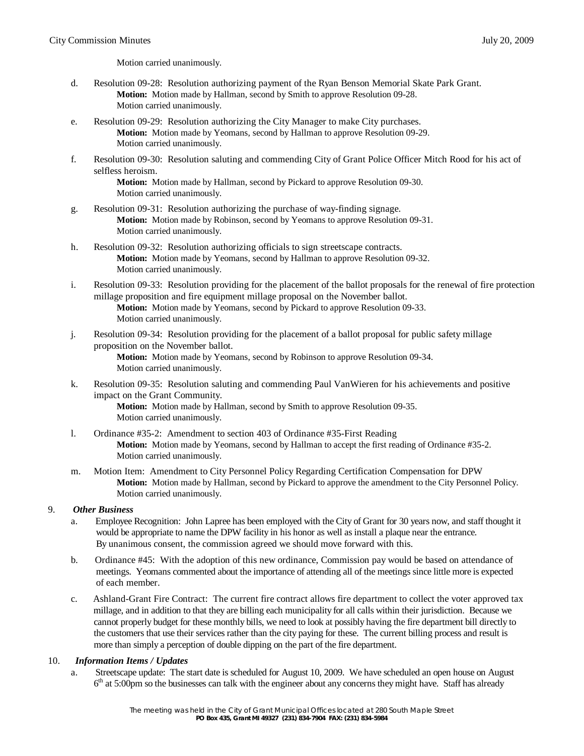Motion carried unanimously.

d. Resolution 09-28: Resolution authorizing payment of the Ryan Benson Memorial Skate Park Grant.
   **Motion:** Motion made by Hallman, second by Smith to approve Resolution 09-28.
   Motion carried unanimously.

e. Resolution 09-29: Resolution authorizing the City Manager to make City purchases.
   **Motion:** Motion made by Yeomans, second by Hallman to approve Resolution 09-29.
   Motion carried unanimously.

f. Resolution 09-30: Resolution saluting and commending City of Grant Police Officer Mitch Rood for his act of selfless heroism.
   **Motion:** Motion made by Hallman, second by Pickard to approve Resolution 09-30.
   Motion carried unanimously.

g. Resolution 09-31: Resolution authorizing the purchase of way-finding signage.
   **Motion:** Motion made by Robinson, second by Yeomans to approve Resolution 09-31.
   Motion carried unanimously.

h. Resolution 09-32: Resolution authorizing officials to sign streetscape contracts.
   **Motion:** Motion made by Yeomans, second by Hallman to approve Resolution 09-32.
   Motion carried unanimously.

i. Resolution 09-33: Resolution providing for the placement of the ballot proposals for the renewal of fire protection millage proposition and fire equipment millage proposal on the November ballot.
   **Motion:** Motion made by Yeomans, second by Pickard to approve Resolution 09-33.
   Motion carried unanimously.

j. Resolution 09-34: Resolution providing for the placement of a ballot proposal for public safety millage proposition on the November ballot.
   **Motion:** Motion made by Yeomans, second by Robinson to approve Resolution 09-34.
   Motion carried unanimously.

k. Resolution 09-35: Resolution saluting and commending Paul VanWieren for his achievements and positive impact on the Grant Community.
   **Motion:** Motion made by Hallman, second by Smith to approve Resolution 09-35.
   Motion carried unanimously.

l. Ordinance #35-2: Amendment to section 403 of Ordinance #35-First Reading
   **Motion:** Motion made by Yeomans, second by Hallman to accept the first reading of Ordinance #35-2.
   Motion carried unanimously.

m. Motion Item: Amendment to City Personnel Policy Regarding Certification Compensation for DPW
   **Motion:** Motion made by Hallman, second by Pickard to approve the amendment to the City Personnel Policy.
   Motion carried unanimously.

9. ***Other Business***

a. Employee Recognition: John Lapree has been employed with the City of Grant for 30 years now, and staff thought it would be appropriate to name the DPW facility in his honor as well as install a plaque near the entrance. By unanimous consent, the commission agreed we should move forward with this.

b. Ordinance #45: With the adoption of this new ordinance, Commission pay would be based on attendance of meetings. Yeomans commented about the importance of attending all of the meetings since little more is expected of each member.

c. Ashland-Grant Fire Contract: The current fire contract allows fire department to collect the voter approved tax millage, and in addition to that they are billing each municipality for all calls within their jurisdiction. Because we cannot properly budget for these monthly bills, we need to look at possibly having the fire department bill directly to the customers that use their services rather than the city paying for these. The current billing process and result is more than simply a perception of double dipping on the part of the fire department.

10. ***Information Items / Updates***

a. Streetscape update: The start date is scheduled for August 10, 2009. We have scheduled an open house on August 6th at 5:00pm so the businesses can talk with the engineer about any concerns they might have. Staff has already

The meeting was held in the City of Grant Municipal Offices located at 280 South Maple Street
**PO Box 435, Grant MI 49327 (231) 834-7904 FAX: (231) 834-5984**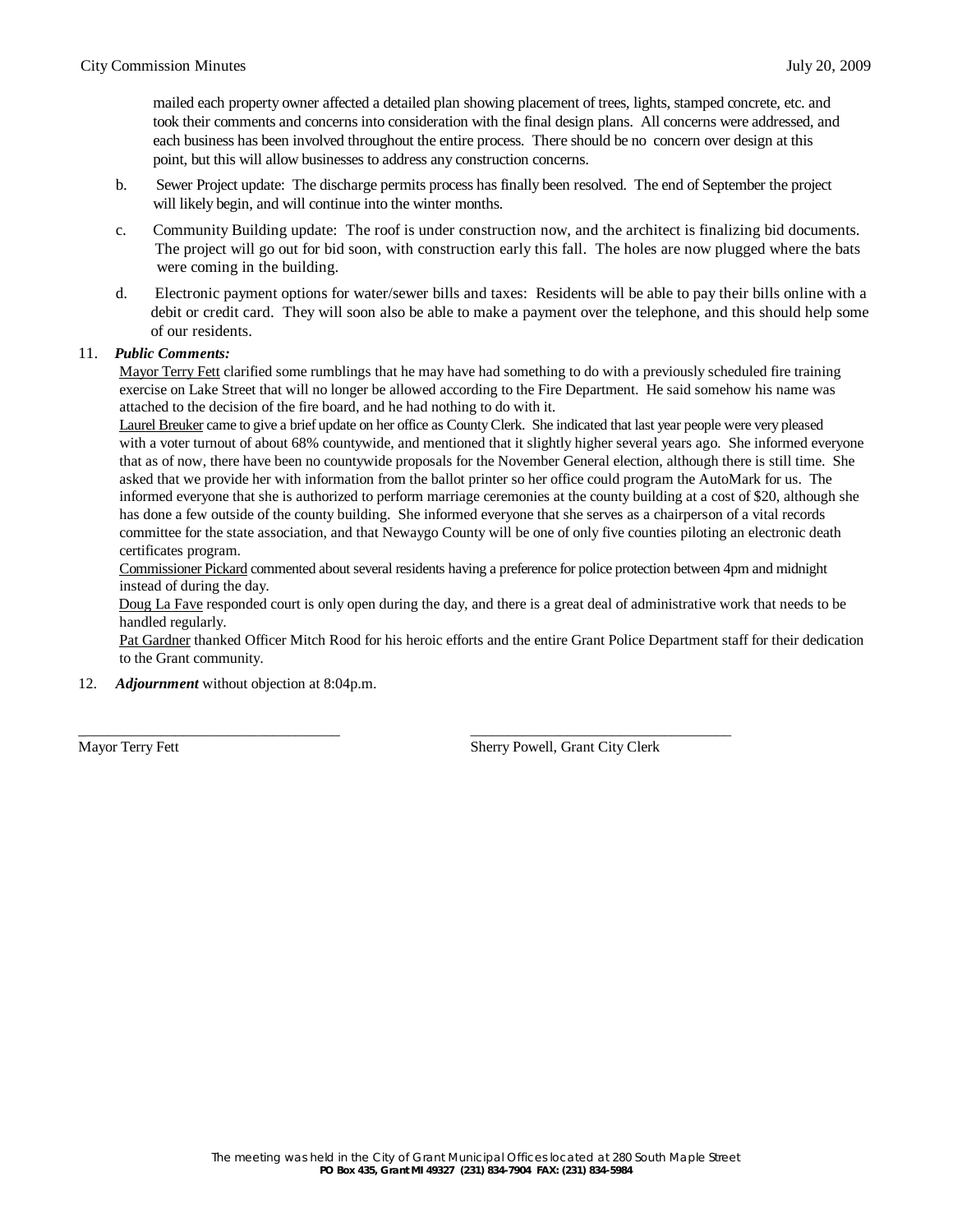mailed each property owner affected a detailed plan showing placement of trees, lights, stamped concrete, etc. and took their comments and concerns into consideration with the final design plans. All concerns were addressed, and each business has been involved throughout the entire process. There should be no concern over design at this point, but this will allow businesses to address any construction concerns.

b. Sewer Project update: The discharge permits process has finally been resolved. The end of September the project will likely begin, and will continue into the winter months.

c. Community Building update: The roof is under construction now, and the architect is finalizing bid documents. The project will go out for bid soon, with construction early this fall. The holes are now plugged where the bats were coming in the building.

d. Electronic payment options for water/sewer bills and taxes: Residents will be able to pay their bills online with a debit or credit card. They will soon also be able to make a payment over the telephone, and this should help some of our residents.

11. ***Public Comments:***

Mayor Terry Fett clarified some rumblings that he may have had something to do with a previously scheduled fire training exercise on Lake Street that will no longer be allowed according to the Fire Department. He said somehow his name was attached to the decision of the fire board, and he had nothing to do with it.

Laurel Breuker came to give a brief update on her office as County Clerk. She indicated that last year people were very pleased with a voter turnout of about 68% countywide, and mentioned that it slightly higher several years ago. She informed everyone that as of now, there have been no countywide proposals for the November General election, although there is still time. She asked that we provide her with information from the ballot printer so her office could program the AutoMark for us. The informed everyone that she is authorized to perform marriage ceremonies at the county building at a cost of $20, although she has done a few outside of the county building. She informed everyone that she serves as a chairperson of a vital records committee for the state association, and that Newaygo County will be one of only five counties piloting an electronic death certificates program.

Commissioner Pickard commented about several residents having a preference for police protection between 4pm and midnight instead of during the day.

Doug La Fave responded court is only open during the day, and there is a great deal of administrative work that needs to be handled regularly.

Pat Gardner thanked Officer Mitch Rood for his heroic efforts and the entire Grant Police Department staff for their dedication to the Grant community.

12. ***Adjournment*** without objection at 8:04p.m.

\_\_\_\_\_\_\_\_\_\_\_\_\_\_\_\_\_\_\_\_\_\_\_\_\_\_\_\_\_\_\_\_\_\_\_ \_\_\_\_\_\_\_\_\_\_\_\_\_\_\_\_\_\_\_\_\_\_\_\_\_\_\_\_\_\_\_\_\_\_\_
Mayor Terry Fett Sherry Powell, Grant City Clerk

The meeting was held in the City of Grant Municipal Offices located at 280 South Maple Street
**PO Box 435, Grant MI 49327 (231) 834-7904 FAX: (231) 834-5984**